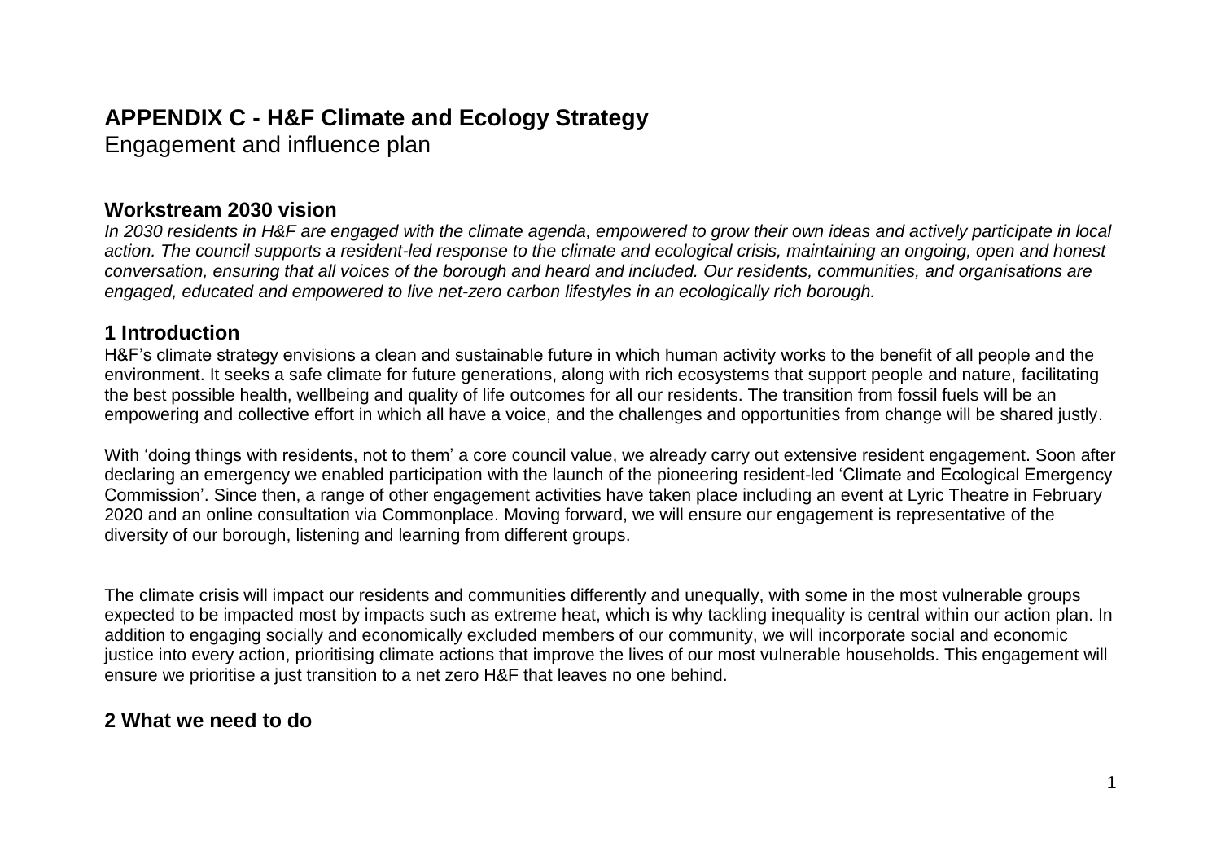# APPENDIX C - H&F Climate and Ecology Strategy

Engagement and influence plan

## Workstream 2030 vision

*In 2030 residents in H&F are engaged with the climate agenda, empowered to grow their own ideas and actively participate in local action. The council supports a resident-led response to the climate and ecological crisis, maintaining an ongoing, open and honest conversation, ensuring that all voices of the borough and heard and included. Our residents, communities, and organisations are engaged, educated and empowered to live net-zero carbon lifestyles in an ecologically rich borough.*

## 1 Introduction

H&F's climate strategy envisions a clean and sustainable future in which human activity works to the benefit of all people and the environment. It seeks a safe climate for future generations, along with rich ecosystems that support people and nature, facilitating the best possible health, wellbeing and quality of life outcomes for all our residents. The transition from fossil fuels will be an empowering and collective effort in which all have a voice, and the challenges and opportunities from change will be shared justly.

With 'doing things with residents, not to them' a core council value, we already carry out extensive resident engagement. Soon after declaring an emergency we enabled participation with the launch of the pioneering resident-led 'Climate and Ecological Emergency Commission'. Since then, a range of other engagement activities have taken place including an event at Lyric Theatre in February 2020 and an online consultation via Commonplace. Moving forward, we will ensure our engagement is representative of the diversity of our borough, listening and learning from different groups.

The climate crisis will impact our residents and communities differently and unequally, with some in the most vulnerable groups expected to be impacted most by impacts such as extreme heat, which is why tackling inequality is central within our action plan. In addition to engaging socially and economically excluded members of our community, we will incorporate social and economic justice into every action, prioritising climate actions that improve the lives of our most vulnerable households. This engagement will ensure we prioritise a just transition to a net zero H&F that leaves no one behind.

## 2 What we need to do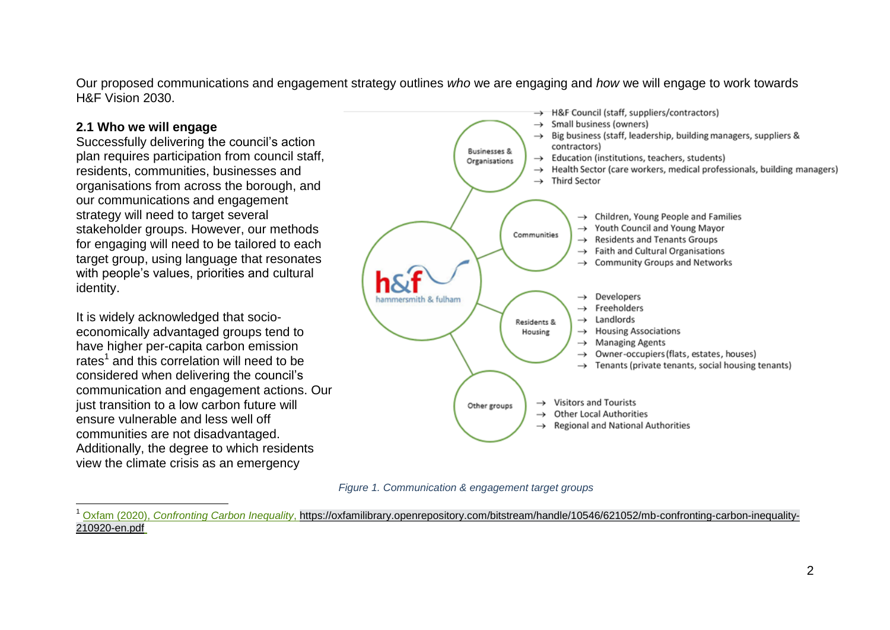Our proposed communications and engagement strategy outlines *who* we are engaging and *how* we will engage to work towards H&F Vision 2030.

### 2.1 Who we will engage

Successfully delivering the council's action plan requires participation from council staff, residents, communities, businesses and organisations from across the borough, and our communications and engagement strategy will need to target several stakeholder groups. However, our methods for engaging will need to be tailored to each target group, using language that resonates with people's values, priorities and cultural identity.

It is widely acknowledged that socio-economically advantaged groups tend to have higher per-capita carbon emission rates[1] and this correlation will need to be considered when delivering the council's communication and engagement actions. Our just transition to a low carbon future will ensure vulnerable and less well off communities are not disadvantaged. Additionally, the degree to which residents view the climate crisis as an emergency

- **Businesses & Organisations**
  - H&F Council (staff, suppliers/contractors)
  - Small business (owners)
  - Big business (staff, leadership, building managers, suppliers & contractors)
  - Education (institutions, teachers, students)
  - Health Sector (care workers, medical professionals, building managers)
  - Third Sector
- **Communities**
  - Children, Young People and Families
  - Youth Council and Young Mayor
  - Residents and Tenants Groups
  - Faith and Cultural Organisations
  - Community Groups and Networks
- **Residents & Housing**
  - Developers
  - Freeholders
  - Landlords
  - Housing Associations
  - Managing Agents
  - Owner-occupiers (flats, estates, houses)
  - Tenants (private tenants, social housing tenants)
- **Other groups**
  - Visitors and Tourists
  - Other Local Authorities
  - Regional and National Authorities

*Figure 1. Communication & engagement target groups*

[1] Oxfam (2020), *Confronting Carbon Inequality*, https://oxfamilibrary.openrepository.com/bitstream/handle/10546/621052/mb-confronting-carbon-inequality-210920-en.pdf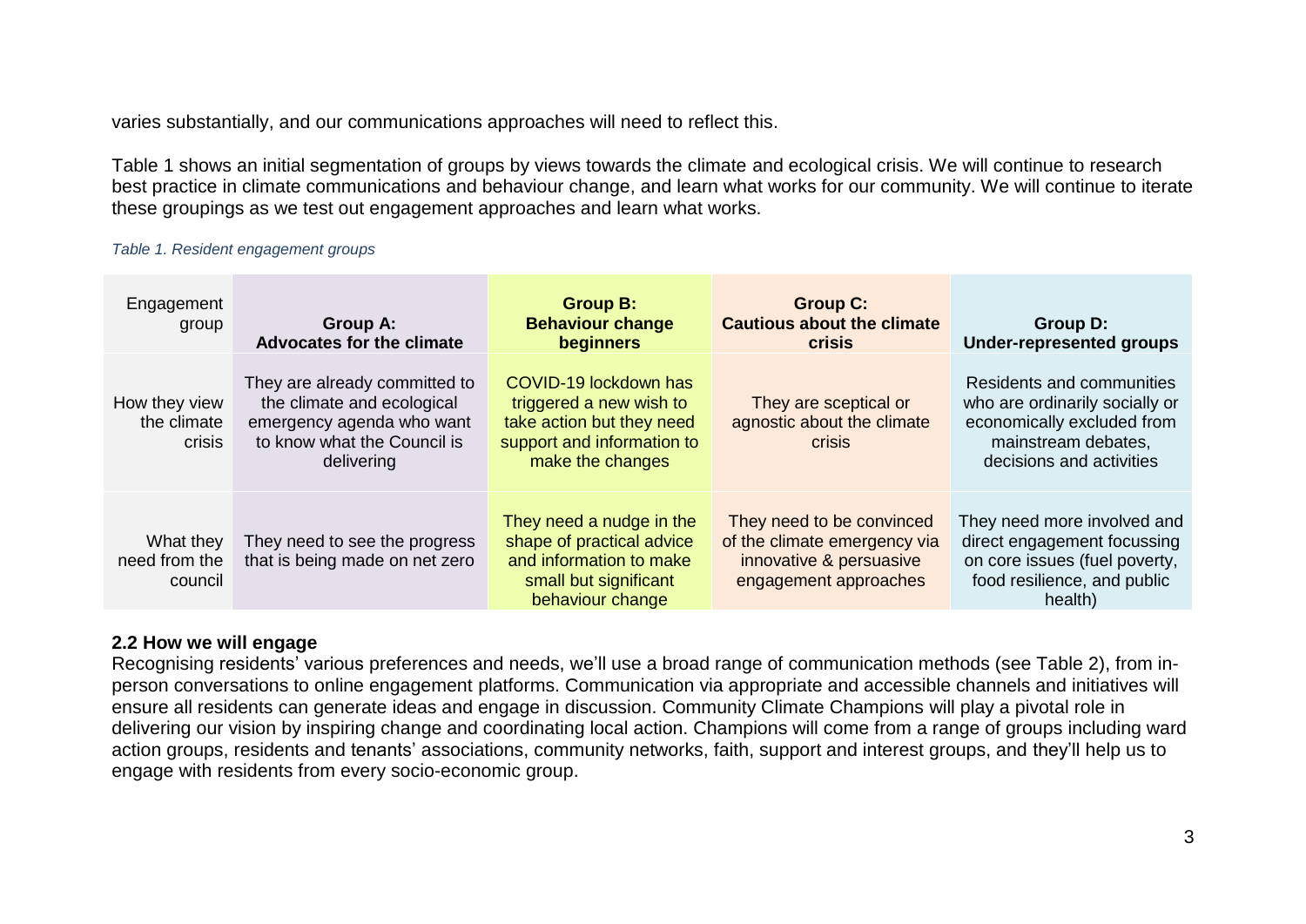varies substantially, and our communications approaches will need to reflect this.

Table 1 shows an initial segmentation of groups by views towards the climate and ecological crisis. We will continue to research best practice in climate communications and behaviour change, and learn what works for our community. We will continue to iterate these groupings as we test out engagement approaches and learn what works.

*Table 1. Resident engagement groups*

| Engagement group | **Group A: Advocates for the climate** | **Group B: Behaviour change beginners** | **Group C: Cautious about the climate crisis** | **Group D: Under-represented groups** |
|---|---|---|---|---|
| How they view the climate crisis | They are already committed to the climate and ecological emergency agenda who want to know what the Council is delivering | COVID-19 lockdown has triggered a new wish to take action but they need support and information to make the changes | They are sceptical or agnostic about the climate crisis | Residents and communities who are ordinarily socially or economically excluded from mainstream debates, decisions and activities |
| What they need from the council | They need to see the progress that is being made on net zero | They need a nudge in the shape of practical advice and information to make small but significant behaviour change | They need to be convinced of the climate emergency via innovative & persuasive engagement approaches | They need more involved and direct engagement focussing on core issues (fuel poverty, food resilience, and public health) |

**2.2 How we will engage**

Recognising residents' various preferences and needs, we'll use a broad range of communication methods (see Table 2), from in-person conversations to online engagement platforms. Communication via appropriate and accessible channels and initiatives will ensure all residents can generate ideas and engage in discussion. Community Climate Champions will play a pivotal role in delivering our vision by inspiring change and coordinating local action. Champions will come from a range of groups including ward action groups, residents and tenants' associations, community networks, faith, support and interest groups, and they'll help us to engage with residents from every socio-economic group.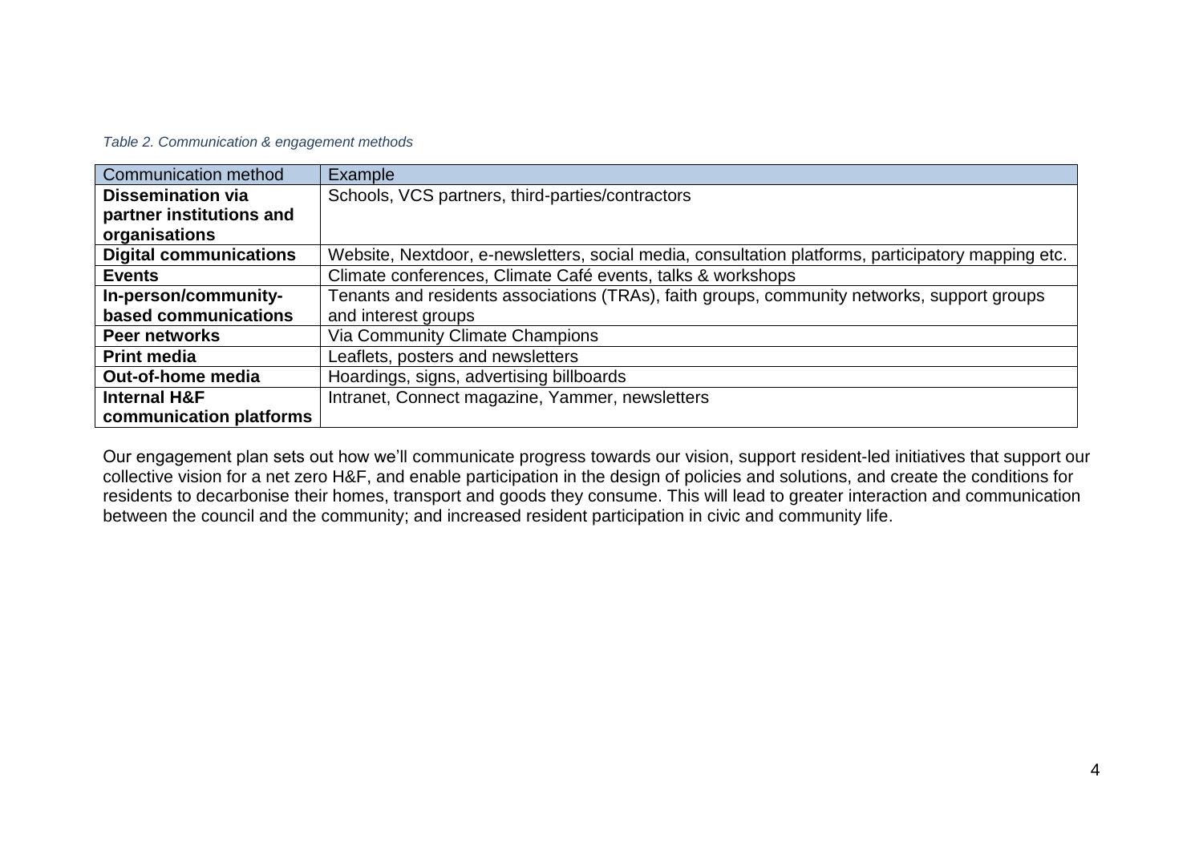*Table 2. Communication & engagement methods*

| Communication method | Example |
| --- | --- |
| **Dissemination via partner institutions and organisations** | Schools, VCS partners, third-parties/contractors |
| **Digital communications** | Website, Nextdoor, e-newsletters, social media, consultation platforms, participatory mapping etc. |
| **Events** | Climate conferences, Climate Café events, talks & workshops |
| **In-person/community-based communications** | Tenants and residents associations (TRAs), faith groups, community networks, support groups and interest groups |
| **Peer networks** | Via Community Climate Champions |
| **Print media** | Leaflets, posters and newsletters |
| **Out-of-home media** | Hoardings, signs, advertising billboards |
| **Internal H&F communication platforms** | Intranet, Connect magazine, Yammer, newsletters |

Our engagement plan sets out how we'll communicate progress towards our vision, support resident-led initiatives that support our collective vision for a net zero H&F, and enable participation in the design of policies and solutions, and create the conditions for residents to decarbonise their homes, transport and goods they consume. This will lead to greater interaction and communication between the council and the community; and increased resident participation in civic and community life.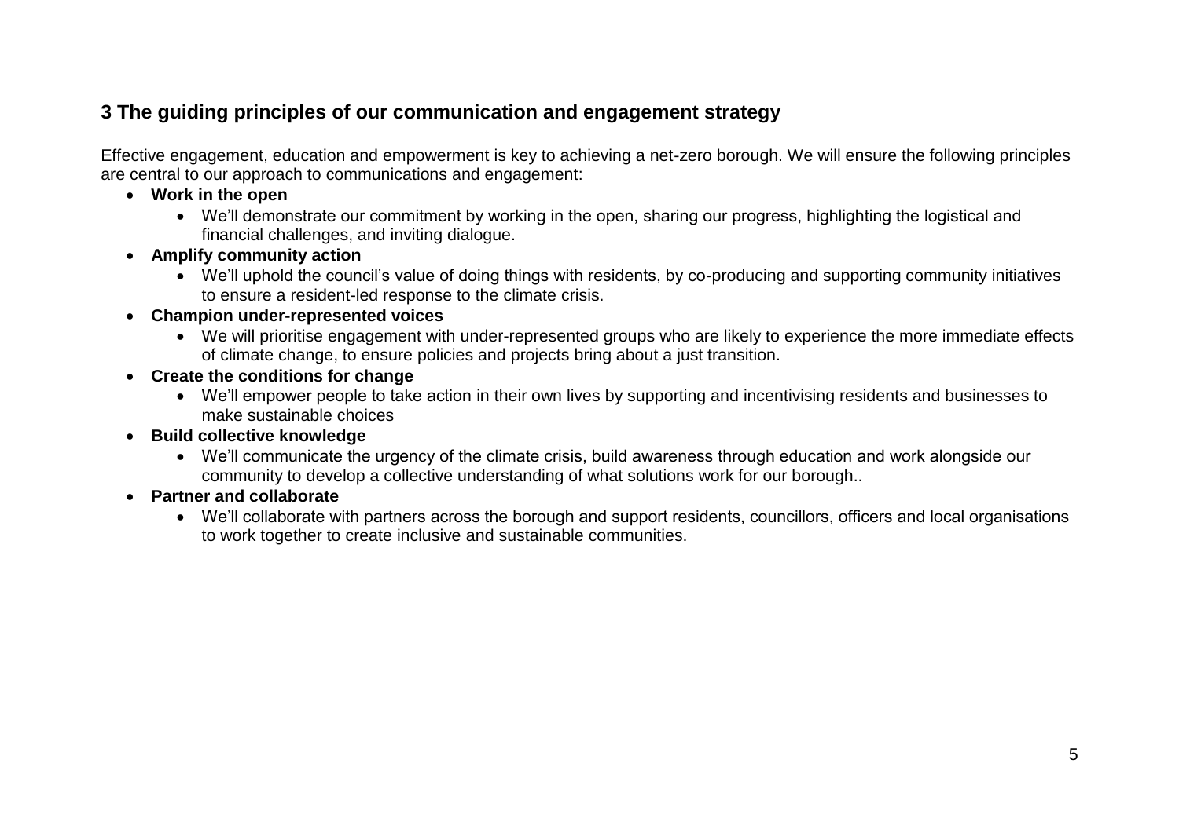## 3 The guiding principles of our communication and engagement strategy

Effective engagement, education and empowerment is key to achieving a net-zero borough. We will ensure the following principles are central to our approach to communications and engagement:

- **Work in the open**
  - We'll demonstrate our commitment by working in the open, sharing our progress, highlighting the logistical and financial challenges, and inviting dialogue.
- **Amplify community action**
  - We'll uphold the council's value of doing things with residents, by co-producing and supporting community initiatives to ensure a resident-led response to the climate crisis.
- **Champion under-represented voices**
  - We will prioritise engagement with under-represented groups who are likely to experience the more immediate effects of climate change, to ensure policies and projects bring about a just transition.
- **Create the conditions for change**
  - We'll empower people to take action in their own lives by supporting and incentivising residents and businesses to make sustainable choices
- **Build collective knowledge**
  - We'll communicate the urgency of the climate crisis, build awareness through education and work alongside our community to develop a collective understanding of what solutions work for our borough..
- **Partner and collaborate**
  - We'll collaborate with partners across the borough and support residents, councillors, officers and local organisations to work together to create inclusive and sustainable communities.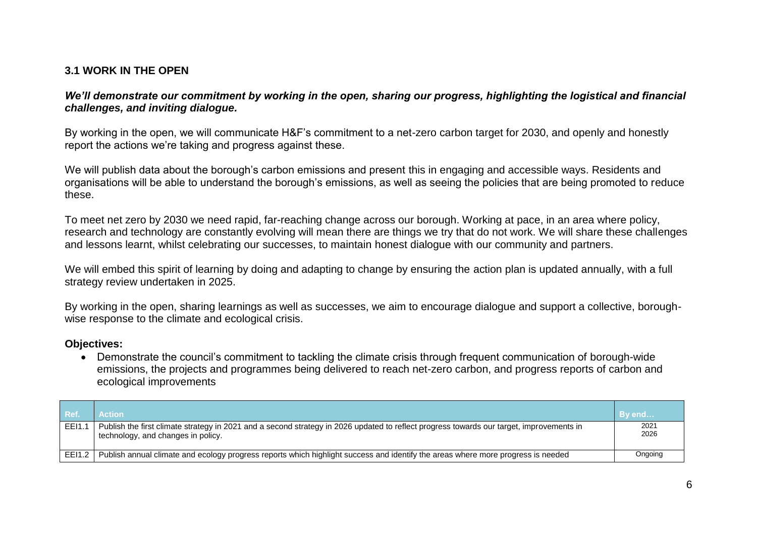### 3.1 WORK IN THE OPEN

***We'll demonstrate our commitment by working in the open, sharing our progress, highlighting the logistical and financial challenges, and inviting dialogue.***

By working in the open, we will communicate H&F's commitment to a net-zero carbon target for 2030, and openly and honestly report the actions we're taking and progress against these.

We will publish data about the borough's carbon emissions and present this in engaging and accessible ways. Residents and organisations will be able to understand the borough's emissions, as well as seeing the policies that are being promoted to reduce these.

To meet net zero by 2030 we need rapid, far-reaching change across our borough. Working at pace, in an area where policy, research and technology are constantly evolving will mean there are things we try that do not work. We will share these challenges and lessons learnt, whilst celebrating our successes, to maintain honest dialogue with our community and partners.

We will embed this spirit of learning by doing and adapting to change by ensuring the action plan is updated annually, with a full strategy review undertaken in 2025.

By working in the open, sharing learnings as well as successes, we aim to encourage dialogue and support a collective, borough-wise response to the climate and ecological crisis.

**Objectives:**

- Demonstrate the council's commitment to tackling the climate crisis through frequent communication of borough-wide emissions, the projects and programmes being delivered to reach net-zero carbon, and progress reports of carbon and ecological improvements

| Ref. | Action | By end… |
|---|---|---|
| EEI1.1 | Publish the first climate strategy in 2021 and a second strategy in 2026 updated to reflect progress towards our target, improvements in technology, and changes in policy. | 2021<br>2026 |
| EEI1.2 | Publish annual climate and ecology progress reports which highlight success and identify the areas where more progress is needed | Ongoing |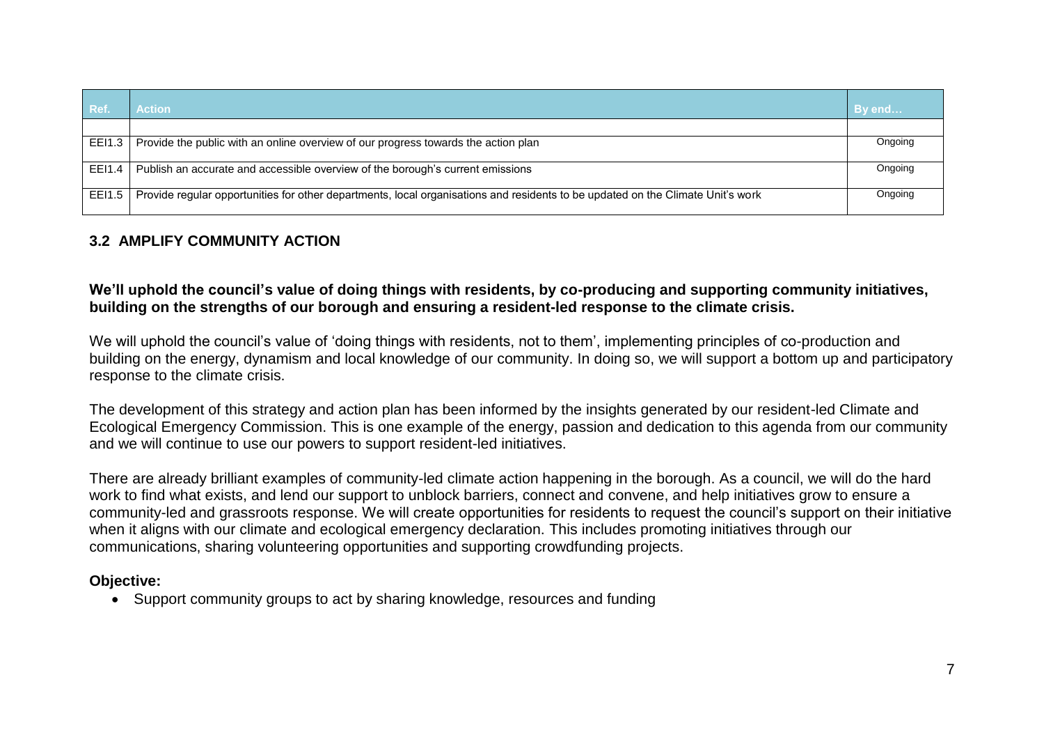| Ref. | Action | By end… |
|---|---|---|
| | | |
| EEI1.3 | Provide the public with an online overview of our progress towards the action plan | Ongoing |
| EEI1.4 | Publish an accurate and accessible overview of the borough's current emissions | Ongoing |
| EEI1.5 | Provide regular opportunities for other departments, local organisations and residents to be updated on the Climate Unit's work | Ongoing |

### 3.2 AMPLIFY COMMUNITY ACTION

**We'll uphold the council's value of doing things with residents, by co-producing and supporting community initiatives, building on the strengths of our borough and ensuring a resident-led response to the climate crisis.**

We will uphold the council's value of 'doing things with residents, not to them', implementing principles of co-production and building on the energy, dynamism and local knowledge of our community. In doing so, we will support a bottom up and participatory response to the climate crisis.

The development of this strategy and action plan has been informed by the insights generated by our resident-led Climate and Ecological Emergency Commission. This is one example of the energy, passion and dedication to this agenda from our community and we will continue to use our powers to support resident-led initiatives.

There are already brilliant examples of community-led climate action happening in the borough. As a council, we will do the hard work to find what exists, and lend our support to unblock barriers, connect and convene, and help initiatives grow to ensure a community-led and grassroots response. We will create opportunities for residents to request the council's support on their initiative when it aligns with our climate and ecological emergency declaration. This includes promoting initiatives through our communications, sharing volunteering opportunities and supporting crowdfunding projects.

**Objective:**

- Support community groups to act by sharing knowledge, resources and funding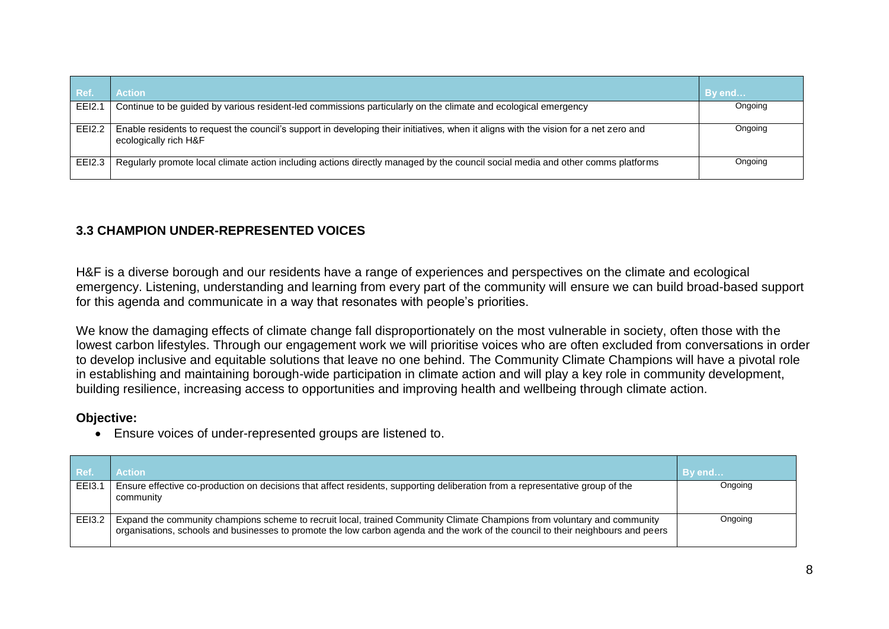| Ref. | Action | By end… |
|---|---|---|
| EEI2.1 | Continue to be guided by various resident-led commissions particularly on the climate and ecological emergency | Ongoing |
| EEI2.2 | Enable residents to request the council's support in developing their initiatives, when it aligns with the vision for a net zero and ecologically rich H&F | Ongoing |
| EEI2.3 | Regularly promote local climate action including actions directly managed by the council social media and other comms platforms | Ongoing |

### 3.3 CHAMPION UNDER-REPRESENTED VOICES

H&F is a diverse borough and our residents have a range of experiences and perspectives on the climate and ecological emergency. Listening, understanding and learning from every part of the community will ensure we can build broad-based support for this agenda and communicate in a way that resonates with people's priorities.

We know the damaging effects of climate change fall disproportionately on the most vulnerable in society, often those with the lowest carbon lifestyles. Through our engagement work we will prioritise voices who are often excluded from conversations in order to develop inclusive and equitable solutions that leave no one behind. The Community Climate Champions will have a pivotal role in establishing and maintaining borough-wide participation in climate action and will play a key role in community development, building resilience, increasing access to opportunities and improving health and wellbeing through climate action.

**Objective:**

- Ensure voices of under-represented groups are listened to.

| Ref. | Action | By end… |
|---|---|---|
| EEI3.1 | Ensure effective co-production on decisions that affect residents, supporting deliberation from a representative group of the community | Ongoing |
| EEI3.2 | Expand the community champions scheme to recruit local, trained Community Climate Champions from voluntary and community organisations, schools and businesses to promote the low carbon agenda and the work of the council to their neighbours and peers | Ongoing |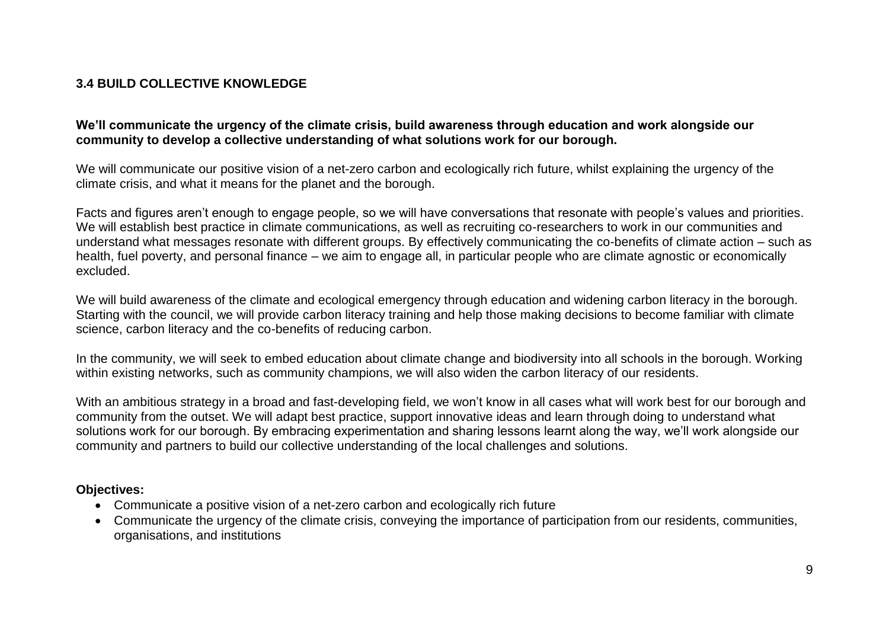### 3.4 BUILD COLLECTIVE KNOWLEDGE

**We'll communicate the urgency of the climate crisis, build awareness through education and work alongside our community to develop a collective understanding of what solutions work for our borough.**

We will communicate our positive vision of a net-zero carbon and ecologically rich future, whilst explaining the urgency of the climate crisis, and what it means for the planet and the borough.

Facts and figures aren't enough to engage people, so we will have conversations that resonate with people's values and priorities. We will establish best practice in climate communications, as well as recruiting co-researchers to work in our communities and understand what messages resonate with different groups. By effectively communicating the co-benefits of climate action – such as health, fuel poverty, and personal finance – we aim to engage all, in particular people who are climate agnostic or economically excluded.

We will build awareness of the climate and ecological emergency through education and widening carbon literacy in the borough. Starting with the council, we will provide carbon literacy training and help those making decisions to become familiar with climate science, carbon literacy and the co-benefits of reducing carbon.

In the community, we will seek to embed education about climate change and biodiversity into all schools in the borough. Working within existing networks, such as community champions, we will also widen the carbon literacy of our residents.

With an ambitious strategy in a broad and fast-developing field, we won't know in all cases what will work best for our borough and community from the outset. We will adapt best practice, support innovative ideas and learn through doing to understand what solutions work for our borough. By embracing experimentation and sharing lessons learnt along the way, we'll work alongside our community and partners to build our collective understanding of the local challenges and solutions.

**Objectives:**

- Communicate a positive vision of a net-zero carbon and ecologically rich future
- Communicate the urgency of the climate crisis, conveying the importance of participation from our residents, communities, organisations, and institutions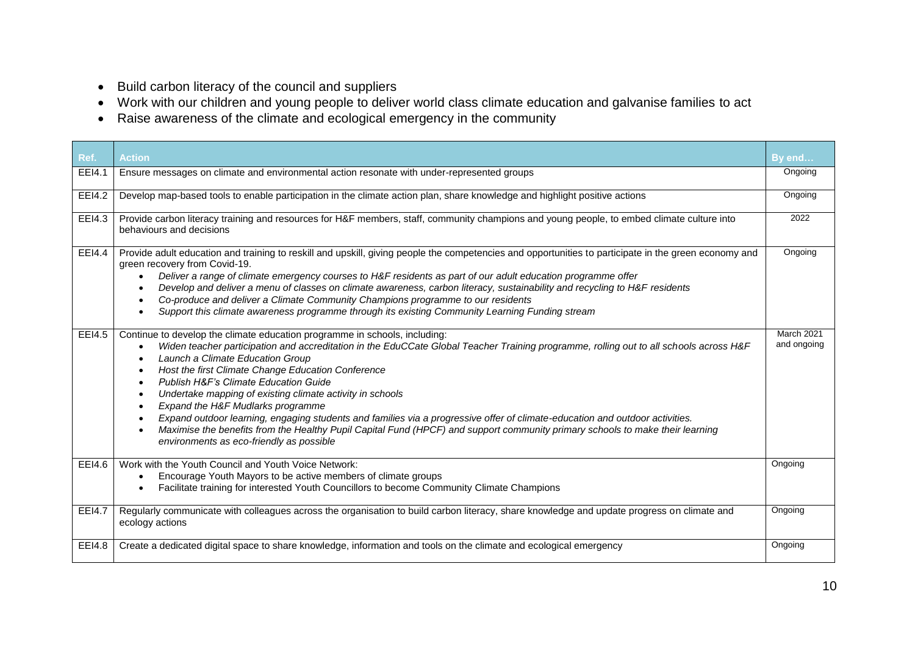- Build carbon literacy of the council and suppliers
- Work with our children and young people to deliver world class climate education and galvanise families to act
- Raise awareness of the climate and ecological emergency in the community

| Ref. | Action | By end… |
|---|---|---|
| EEI4.1 | Ensure messages on climate and environmental action resonate with under-represented groups | Ongoing |
| EEI4.2 | Develop map-based tools to enable participation in the climate action plan, share knowledge and highlight positive actions | Ongoing |
| EEI4.3 | Provide carbon literacy training and resources for H&F members, staff, community champions and young people, to embed climate culture into behaviours and decisions | 2022 |
| EEI4.4 | Provide adult education and training to reskill and upskill, giving people the competencies and opportunities to participate in the green economy and green recovery from Covid-19.<br>• *Deliver a range of climate emergency courses to H&F residents as part of our adult education programme offer*<br>• *Develop and deliver a menu of classes on climate awareness, carbon literacy, sustainability and recycling to H&F residents*<br>• *Co-produce and deliver a Climate Community Champions programme to our residents*<br>• *Support this climate awareness programme through its existing Community Learning Funding stream* | Ongoing |
| EEI4.5 | Continue to develop the climate education programme in schools, including:<br>• *Widen teacher participation and accreditation in the EduCCate Global Teacher Training programme, rolling out to all schools across H&F*<br>• *Launch a Climate Education Group*<br>• *Host the first Climate Change Education Conference*<br>• *Publish H&F's Climate Education Guide*<br>• *Undertake mapping of existing climate activity in schools*<br>• *Expand the H&F Mudlarks programme*<br>• *Expand outdoor learning, engaging students and families via a progressive offer of climate-education and outdoor activities.*<br>• *Maximise the benefits from the Healthy Pupil Capital Fund (HPCF) and support community primary schools to make their learning environments as eco-friendly as possible* | March 2021 and ongoing |
| EEI4.6 | Work with the Youth Council and Youth Voice Network:<br>• Encourage Youth Mayors to be active members of climate groups<br>• Facilitate training for interested Youth Councillors to become Community Climate Champions | Ongoing |
| EEI4.7 | Regularly communicate with colleagues across the organisation to build carbon literacy, share knowledge and update progress on climate and ecology actions | Ongoing |
| EEI4.8 | Create a dedicated digital space to share knowledge, information and tools on the climate and ecological emergency | Ongoing |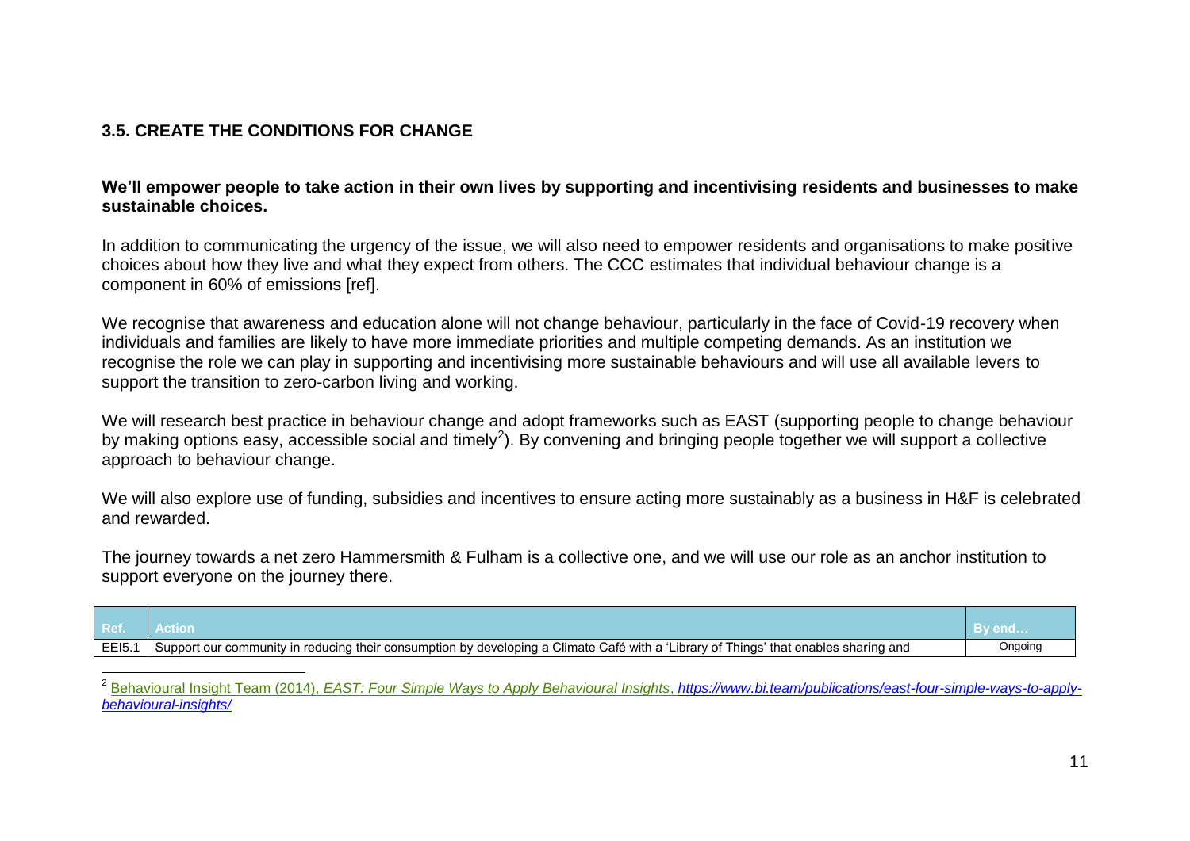### 3.5. CREATE THE CONDITIONS FOR CHANGE

**We'll empower people to take action in their own lives by supporting and incentivising residents and businesses to make sustainable choices.**

In addition to communicating the urgency of the issue, we will also need to empower residents and organisations to make positive choices about how they live and what they expect from others. The CCC estimates that individual behaviour change is a component in 60% of emissions [ref].

We recognise that awareness and education alone will not change behaviour, particularly in the face of Covid-19 recovery when individuals and families are likely to have more immediate priorities and multiple competing demands. As an institution we recognise the role we can play in supporting and incentivising more sustainable behaviours and will use all available levers to support the transition to zero-carbon living and working.

We will research best practice in behaviour change and adopt frameworks such as EAST (supporting people to change behaviour by making options easy, accessible social and timely[2]). By convening and bringing people together we will support a collective approach to behaviour change.

We will also explore use of funding, subsidies and incentives to ensure acting more sustainably as a business in H&F is celebrated and rewarded.

The journey towards a net zero Hammersmith & Fulham is a collective one, and we will use our role as an anchor institution to support everyone on the journey there.

| Ref. | Action | By end… |
| --- | --- | --- |
| EEI5.1 | Support our community in reducing their consumption by developing a Climate Café with a 'Library of Things' that enables sharing and | Ongoing |

[2] Behavioural Insight Team (2014), *EAST: Four Simple Ways to Apply Behavioural Insights*, *https://www.bi.team/publications/east-four-simple-ways-to-apply-behavioural-insights/*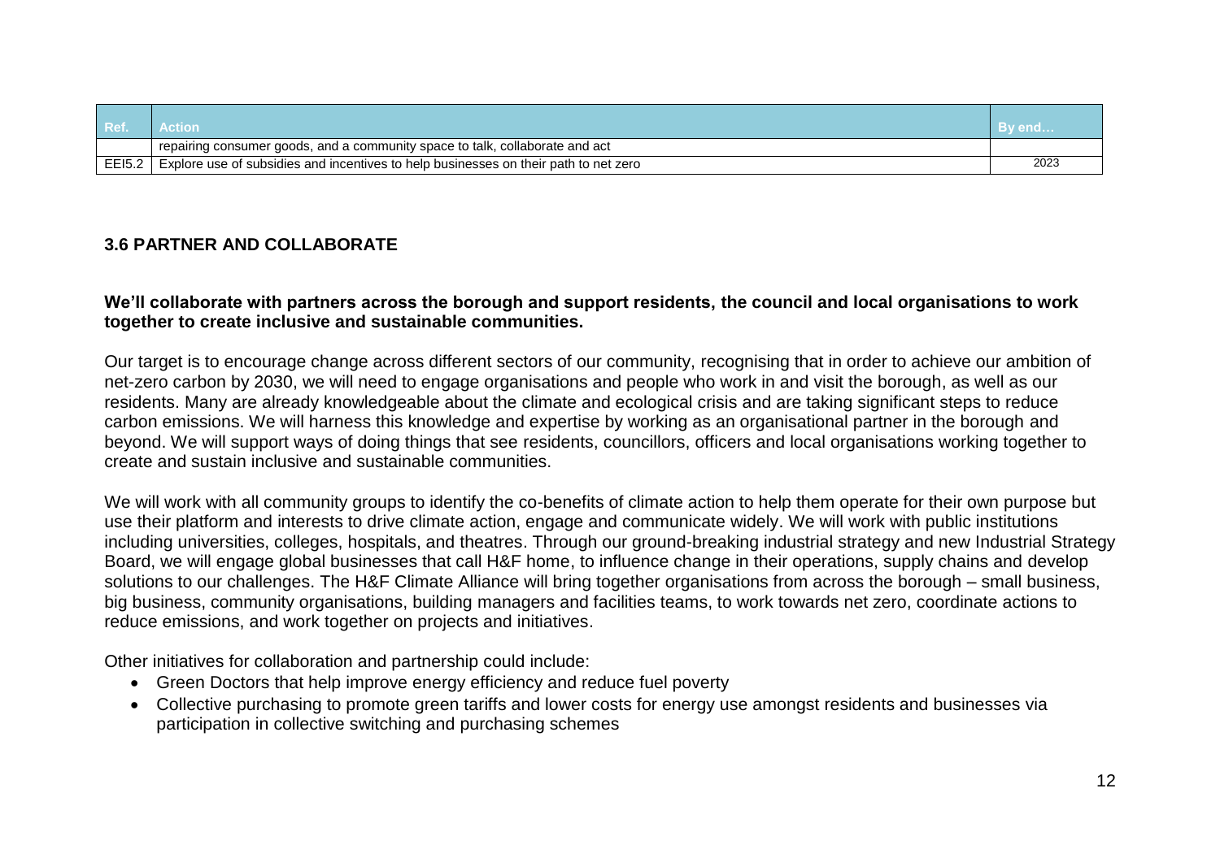| Ref. | Action | By end… |
|---|---|---|
| | repairing consumer goods, and a community space to talk, collaborate and act | |
| EEI5.2 | Explore use of subsidies and incentives to help businesses on their path to net zero | 2023 |

### 3.6 PARTNER AND COLLABORATE

**We'll collaborate with partners across the borough and support residents, the council and local organisations to work together to create inclusive and sustainable communities.**

Our target is to encourage change across different sectors of our community, recognising that in order to achieve our ambition of net-zero carbon by 2030, we will need to engage organisations and people who work in and visit the borough, as well as our residents. Many are already knowledgeable about the climate and ecological crisis and are taking significant steps to reduce carbon emissions. We will harness this knowledge and expertise by working as an organisational partner in the borough and beyond. We will support ways of doing things that see residents, councillors, officers and local organisations working together to create and sustain inclusive and sustainable communities.

We will work with all community groups to identify the co-benefits of climate action to help them operate for their own purpose but use their platform and interests to drive climate action, engage and communicate widely. We will work with public institutions including universities, colleges, hospitals, and theatres. Through our ground-breaking industrial strategy and new Industrial Strategy Board, we will engage global businesses that call H&F home, to influence change in their operations, supply chains and develop solutions to our challenges. The H&F Climate Alliance will bring together organisations from across the borough – small business, big business, community organisations, building managers and facilities teams, to work towards net zero, coordinate actions to reduce emissions, and work together on projects and initiatives.

Other initiatives for collaboration and partnership could include:

- Green Doctors that help improve energy efficiency and reduce fuel poverty
- Collective purchasing to promote green tariffs and lower costs for energy use amongst residents and businesses via participation in collective switching and purchasing schemes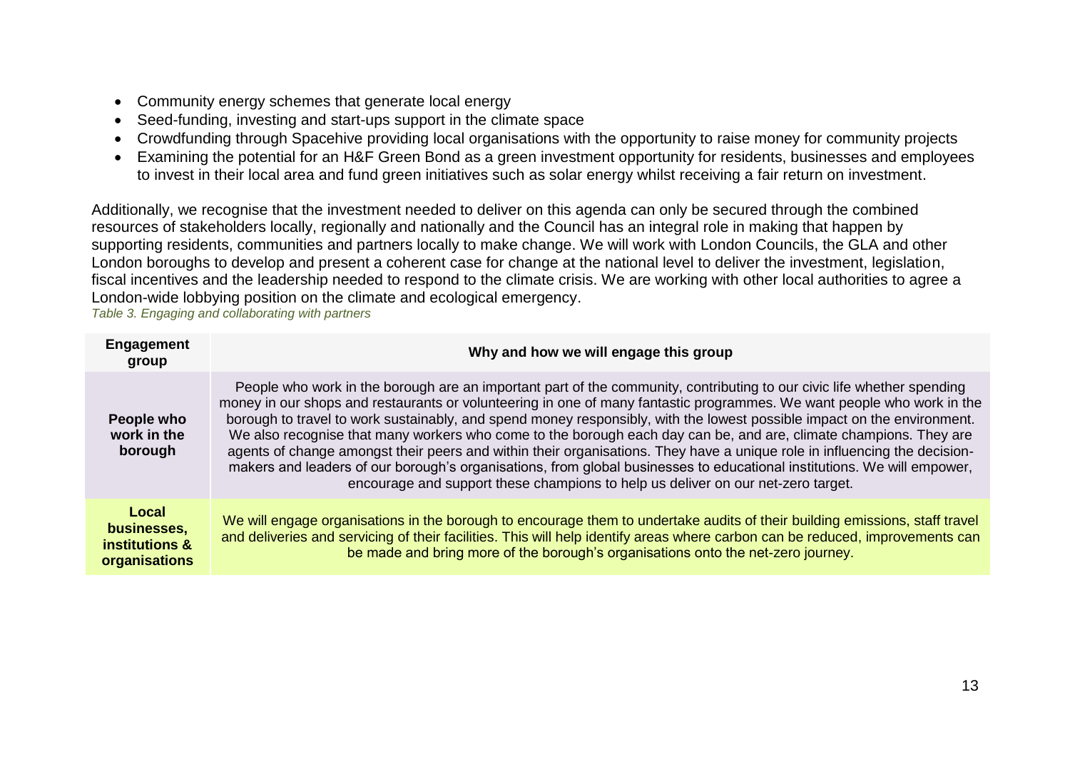- Community energy schemes that generate local energy
- Seed-funding, investing and start-ups support in the climate space
- Crowdfunding through Spacehive providing local organisations with the opportunity to raise money for community projects
- Examining the potential for an H&F Green Bond as a green investment opportunity for residents, businesses and employees to invest in their local area and fund green initiatives such as solar energy whilst receiving a fair return on investment.

Additionally, we recognise that the investment needed to deliver on this agenda can only be secured through the combined resources of stakeholders locally, regionally and nationally and the Council has an integral role in making that happen by supporting residents, communities and partners locally to make change. We will work with London Councils, the GLA and other London boroughs to develop and present a coherent case for change at the national level to deliver the investment, legislation, fiscal incentives and the leadership needed to respond to the climate crisis. We are working with other local authorities to agree a London-wide lobbying position on the climate and ecological emergency.

*Table 3. Engaging and collaborating with partners*

| Engagement group | Why and how we will engage this group |
|---|---|
| **People who work in the borough** | People who work in the borough are an important part of the community, contributing to our civic life whether spending money in our shops and restaurants or volunteering in one of many fantastic programmes. We want people who work in the borough to travel to work sustainably, and spend money responsibly, with the lowest possible impact on the environment. We also recognise that many workers who come to the borough each day can be, and are, climate champions. They are agents of change amongst their peers and within their organisations. They have a unique role in influencing the decision-makers and leaders of our borough's organisations, from global businesses to educational institutions. We will empower, encourage and support these champions to help us deliver on our net-zero target. |
| **Local businesses, institutions & organisations** | We will engage organisations in the borough to encourage them to undertake audits of their building emissions, staff travel and deliveries and servicing of their facilities. This will help identify areas where carbon can be reduced, improvements can be made and bring more of the borough's organisations onto the net-zero journey. |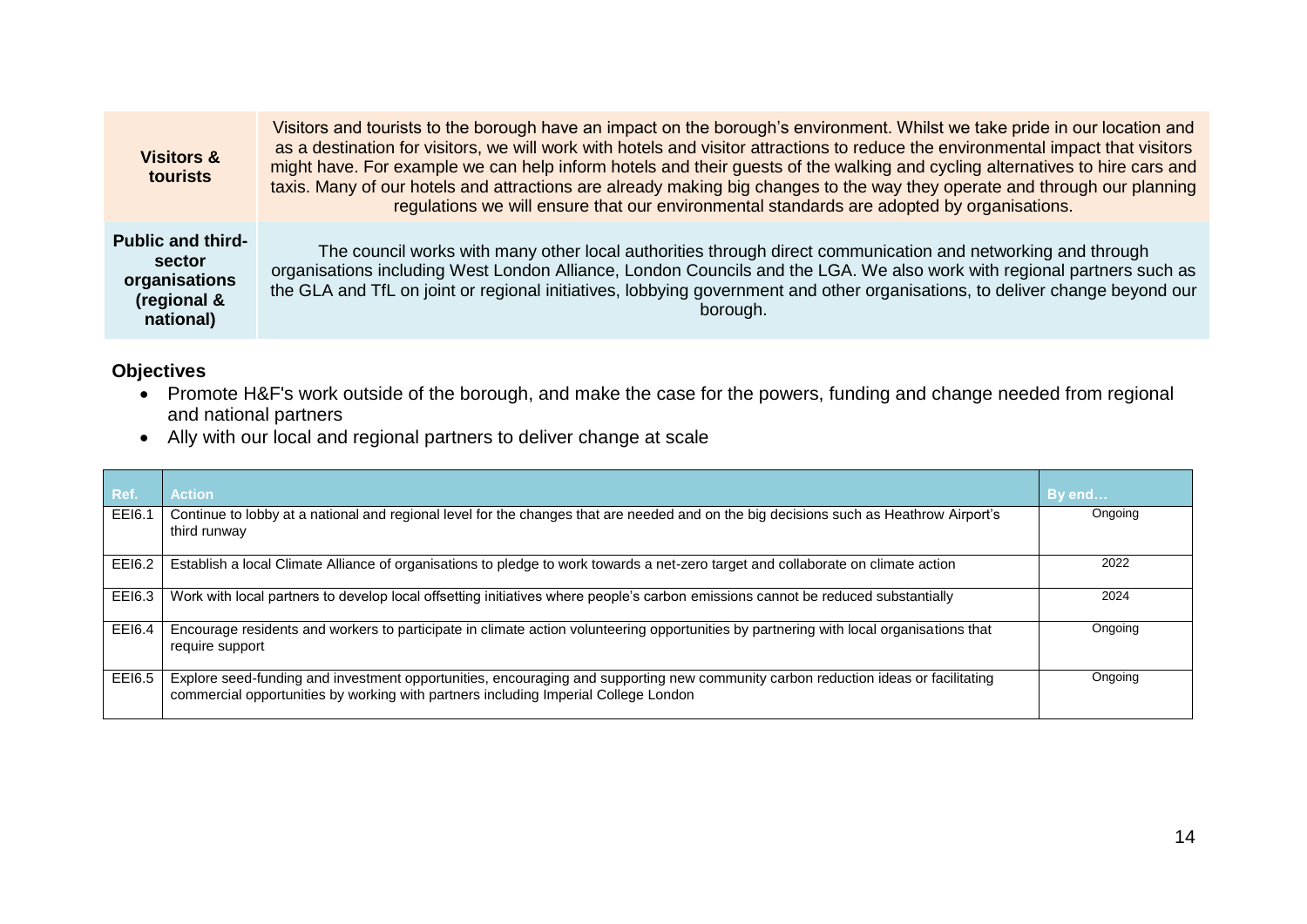| | |
|---|---|
| **Visitors & tourists** | Visitors and tourists to the borough have an impact on the borough's environment. Whilst we take pride in our location and as a destination for visitors, we will work with hotels and visitor attractions to reduce the environmental impact that visitors might have. For example we can help inform hotels and their guests of the walking and cycling alternatives to hire cars and taxis. Many of our hotels and attractions are already making big changes to the way they operate and through our planning regulations we will ensure that our environmental standards are adopted by organisations. |
| **Public and third-sector organisations (regional & national)** | The council works with many other local authorities through direct communication and networking and through organisations including West London Alliance, London Councils and the LGA. We also work with regional partners such as the GLA and TfL on joint or regional initiatives, lobbying government and other organisations, to deliver change beyond our borough. |

**Objectives**

- Promote H&F's work outside of the borough, and make the case for the powers, funding and change needed from regional and national partners
- Ally with our local and regional partners to deliver change at scale

| Ref. | Action | By end… |
|---|---|---|
| EEI6.1 | Continue to lobby at a national and regional level for the changes that are needed and on the big decisions such as Heathrow Airport's third runway | Ongoing |
| EEI6.2 | Establish a local Climate Alliance of organisations to pledge to work towards a net-zero target and collaborate on climate action | 2022 |
| EEI6.3 | Work with local partners to develop local offsetting initiatives where people's carbon emissions cannot be reduced substantially | 2024 |
| EEI6.4 | Encourage residents and workers to participate in climate action volunteering opportunities by partnering with local organisations that require support | Ongoing |
| EEI6.5 | Explore seed-funding and investment opportunities, encouraging and supporting new community carbon reduction ideas or facilitating commercial opportunities by working with partners including Imperial College London | Ongoing |